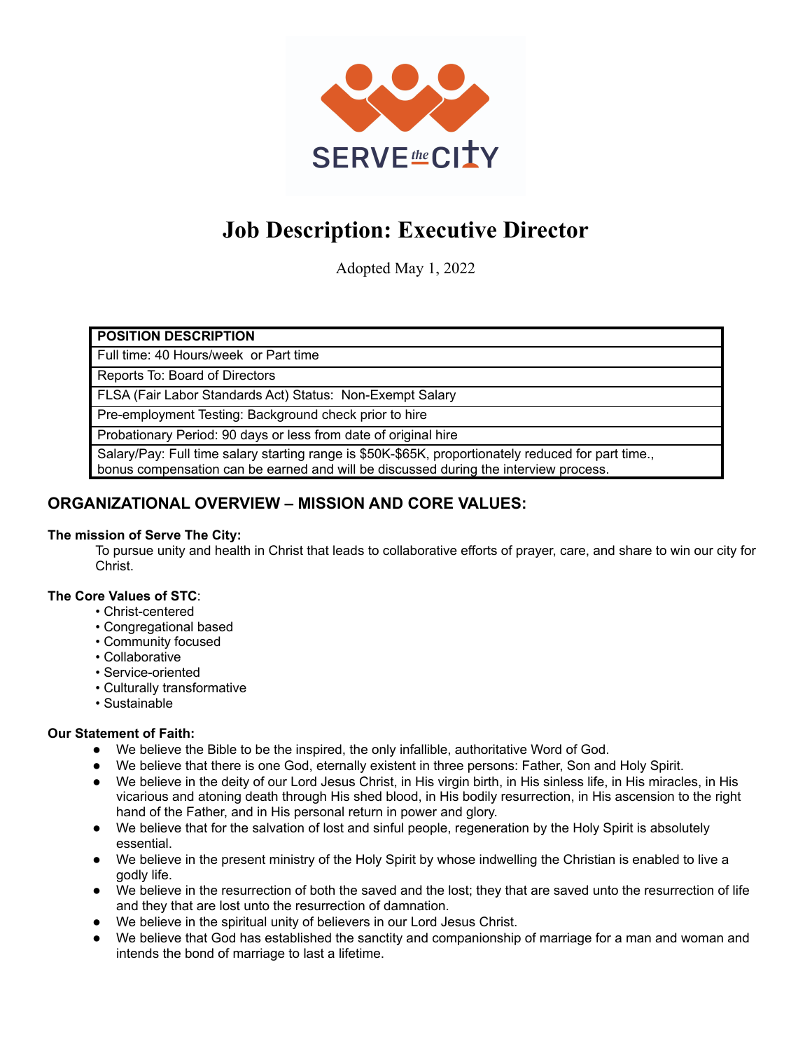# Job Description: Executive Director

Adopted May 1, 2022

| POSITION DESCRIPTION |
|---|
| Full time: 40 Hours/week or Part time |
| Reports To: Board of Directors |
| FLSA (Fair Labor Standards Act) Status: Non-Exempt Salary |
| Pre-employment Testing: Background check prior to hire |
| Probationary Period: 90 days or less from date of original hire |
| Salary/Pay: Full time salary starting range is \$50K-\$65K, proportionately reduced for part time., bonus compensation can be earned and will be discussed during the interview process. |

## ORGANIZATIONAL OVERVIEW – MISSION AND CORE VALUES:

**The mission of Serve The City:**

To pursue unity and health in Christ that leads to collaborative efforts of prayer, care, and share to win our city for Christ.

**The Core Values of STC**:

- Christ-centered
- Congregational based
- Community focused
- Collaborative
- Service-oriented
- Culturally transformative
- Sustainable

**Our Statement of Faith:**

- We believe the Bible to be the inspired, the only infallible, authoritative Word of God.
- We believe that there is one God, eternally existent in three persons: Father, Son and Holy Spirit.
- We believe in the deity of our Lord Jesus Christ, in His virgin birth, in His sinless life, in His miracles, in His vicarious and atoning death through His shed blood, in His bodily resurrection, in His ascension to the right hand of the Father, and in His personal return in power and glory.
- We believe that for the salvation of lost and sinful people, regeneration by the Holy Spirit is absolutely essential.
- We believe in the present ministry of the Holy Spirit by whose indwelling the Christian is enabled to live a godly life.
- We believe in the resurrection of both the saved and the lost; they that are saved unto the resurrection of life and they that are lost unto the resurrection of damnation.
- We believe in the spiritual unity of believers in our Lord Jesus Christ.
- We believe that God has established the sanctity and companionship of marriage for a man and woman and intends the bond of marriage to last a lifetime.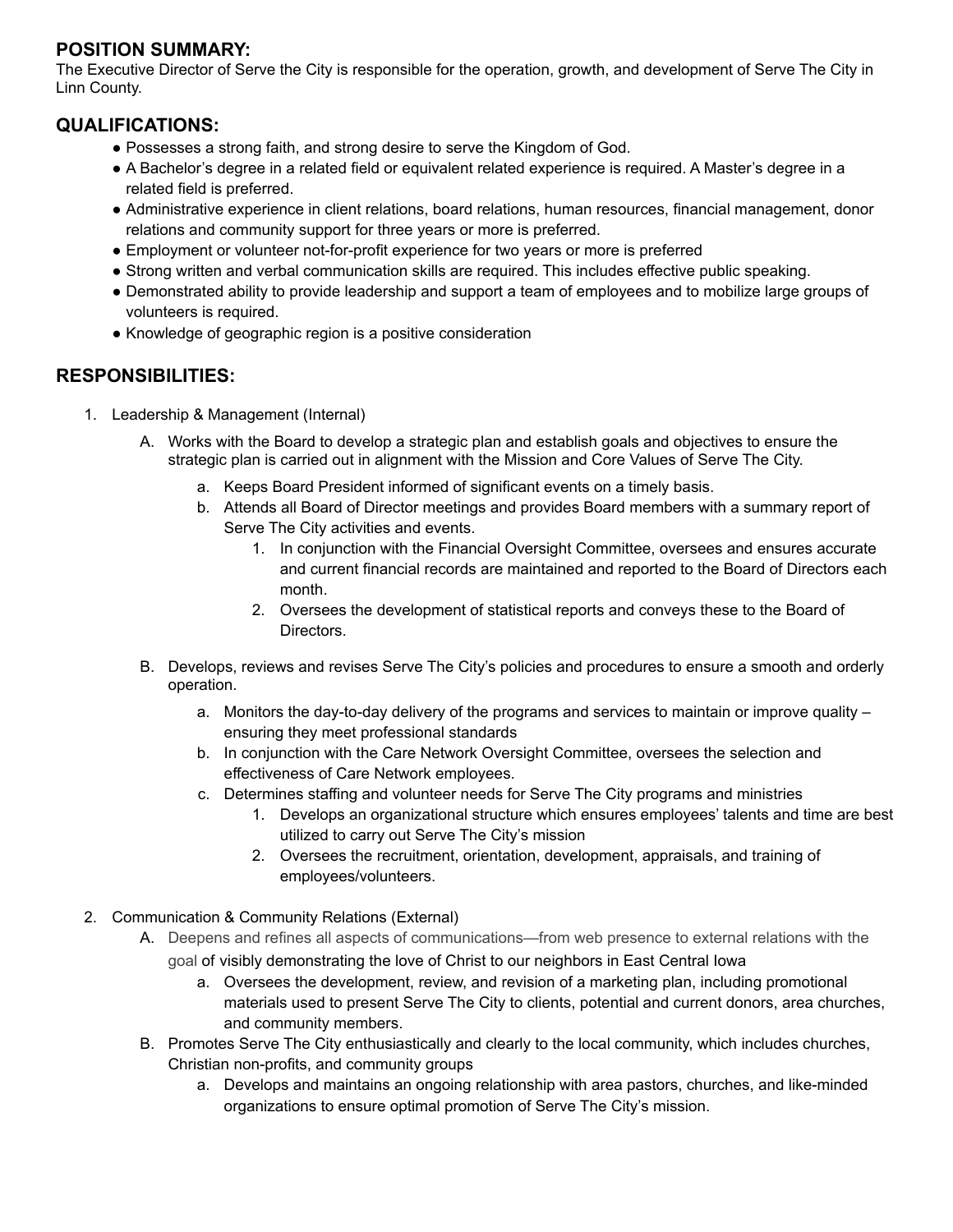## POSITION SUMMARY:

The Executive Director of Serve the City is responsible for the operation, growth, and development of Serve The City in Linn County.

## QUALIFICATIONS:

- Possesses a strong faith, and strong desire to serve the Kingdom of God.
- A Bachelor's degree in a related field or equivalent related experience is required. A Master's degree in a related field is preferred.
- Administrative experience in client relations, board relations, human resources, financial management, donor relations and community support for three years or more is preferred.
- Employment or volunteer not-for-profit experience for two years or more is preferred
- Strong written and verbal communication skills are required. This includes effective public speaking.
- Demonstrated ability to provide leadership and support a team of employees and to mobilize large groups of volunteers is required.
- Knowledge of geographic region is a positive consideration

## RESPONSIBILITIES:

1. Leadership & Management (Internal)
   - A. Works with the Board to develop a strategic plan and establish goals and objectives to ensure the strategic plan is carried out in alignment with the Mission and Core Values of Serve The City.
     - a. Keeps Board President informed of significant events on a timely basis.
     - b. Attends all Board of Director meetings and provides Board members with a summary report of Serve The City activities and events.
       1. In conjunction with the Financial Oversight Committee, oversees and ensures accurate and current financial records are maintained and reported to the Board of Directors each month.
       2. Oversees the development of statistical reports and conveys these to the Board of Directors.
   - B. Develops, reviews and revises Serve The City's policies and procedures to ensure a smooth and orderly operation.
     - a. Monitors the day-to-day delivery of the programs and services to maintain or improve quality – ensuring they meet professional standards
     - b. In conjunction with the Care Network Oversight Committee, oversees the selection and effectiveness of Care Network employees.
     - c. Determines staffing and volunteer needs for Serve The City programs and ministries
       1. Develops an organizational structure which ensures employees' talents and time are best utilized to carry out Serve The City's mission
       2. Oversees the recruitment, orientation, development, appraisals, and training of employees/volunteers.
2. Communication & Community Relations (External)
   - A. Deepens and refines all aspects of communications—from web presence to external relations with the goal of visibly demonstrating the love of Christ to our neighbors in East Central Iowa
     - a. Oversees the development, review, and revision of a marketing plan, including promotional materials used to present Serve The City to clients, potential and current donors, area churches, and community members.
   - B. Promotes Serve The City enthusiastically and clearly to the local community, which includes churches, Christian non-profits, and community groups
     - a. Develops and maintains an ongoing relationship with area pastors, churches, and like-minded organizations to ensure optimal promotion of Serve The City's mission.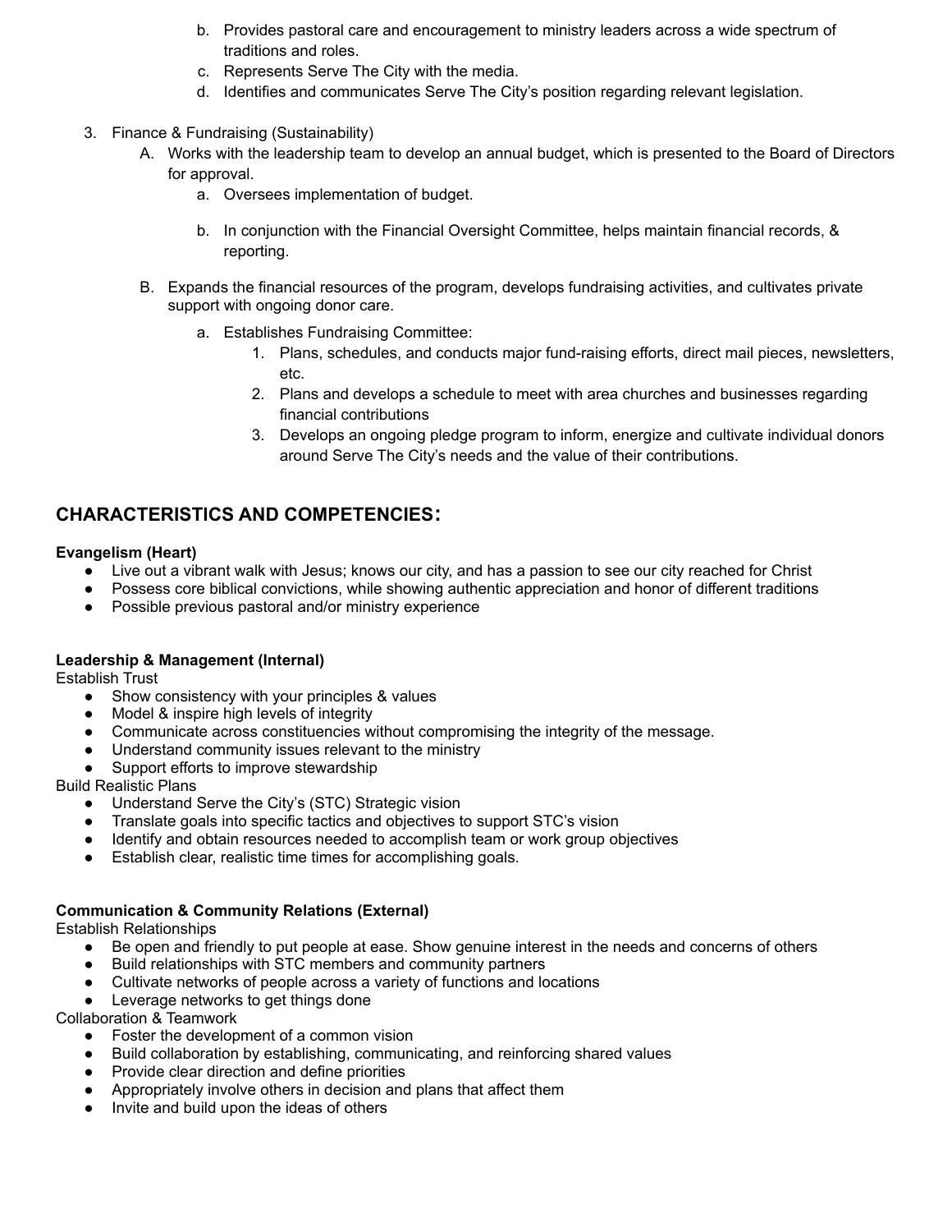b. Provides pastoral care and encouragement to ministry leaders across a wide spectrum of traditions and roles.
   c. Represents Serve The City with the media.
   d. Identifies and communicates Serve The City's position regarding relevant legislation.

3. Finance & Fundraising (Sustainability)
   A. Works with the leadership team to develop an annual budget, which is presented to the Board of Directors for approval.
      a. Oversees implementation of budget.
      b. In conjunction with the Financial Oversight Committee, helps maintain financial records, & reporting.
   B. Expands the financial resources of the program, develops fundraising activities, and cultivates private support with ongoing donor care.
      a. Establishes Fundraising Committee:
         1. Plans, schedules, and conducts major fund-raising efforts, direct mail pieces, newsletters, etc.
         2. Plans and develops a schedule to meet with area churches and businesses regarding financial contributions
         3. Develops an ongoing pledge program to inform, energize and cultivate individual donors around Serve The City's needs and the value of their contributions.

## CHARACTERISTICS AND COMPETENCIES:

**Evangelism (Heart)**

- Live out a vibrant walk with Jesus; knows our city, and has a passion to see our city reached for Christ
- Possess core biblical convictions, while showing authentic appreciation and honor of different traditions
- Possible previous pastoral and/or ministry experience

**Leadership & Management (Internal)**

Establish Trust

- Show consistency with your principles & values
- Model & inspire high levels of integrity
- Communicate across constituencies without compromising the integrity of the message.
- Understand community issues relevant to the ministry
- Support efforts to improve stewardship

Build Realistic Plans

- Understand Serve the City's (STC) Strategic vision
- Translate goals into specific tactics and objectives to support STC's vision
- Identify and obtain resources needed to accomplish team or work group objectives
- Establish clear, realistic time times for accomplishing goals.

**Communication & Community Relations (External)**

Establish Relationships

- Be open and friendly to put people at ease. Show genuine interest in the needs and concerns of others
- Build relationships with STC members and community partners
- Cultivate networks of people across a variety of functions and locations
- Leverage networks to get things done

Collaboration & Teamwork

- Foster the development of a common vision
- Build collaboration by establishing, communicating, and reinforcing shared values
- Provide clear direction and define priorities
- Appropriately involve others in decision and plans that affect them
- Invite and build upon the ideas of others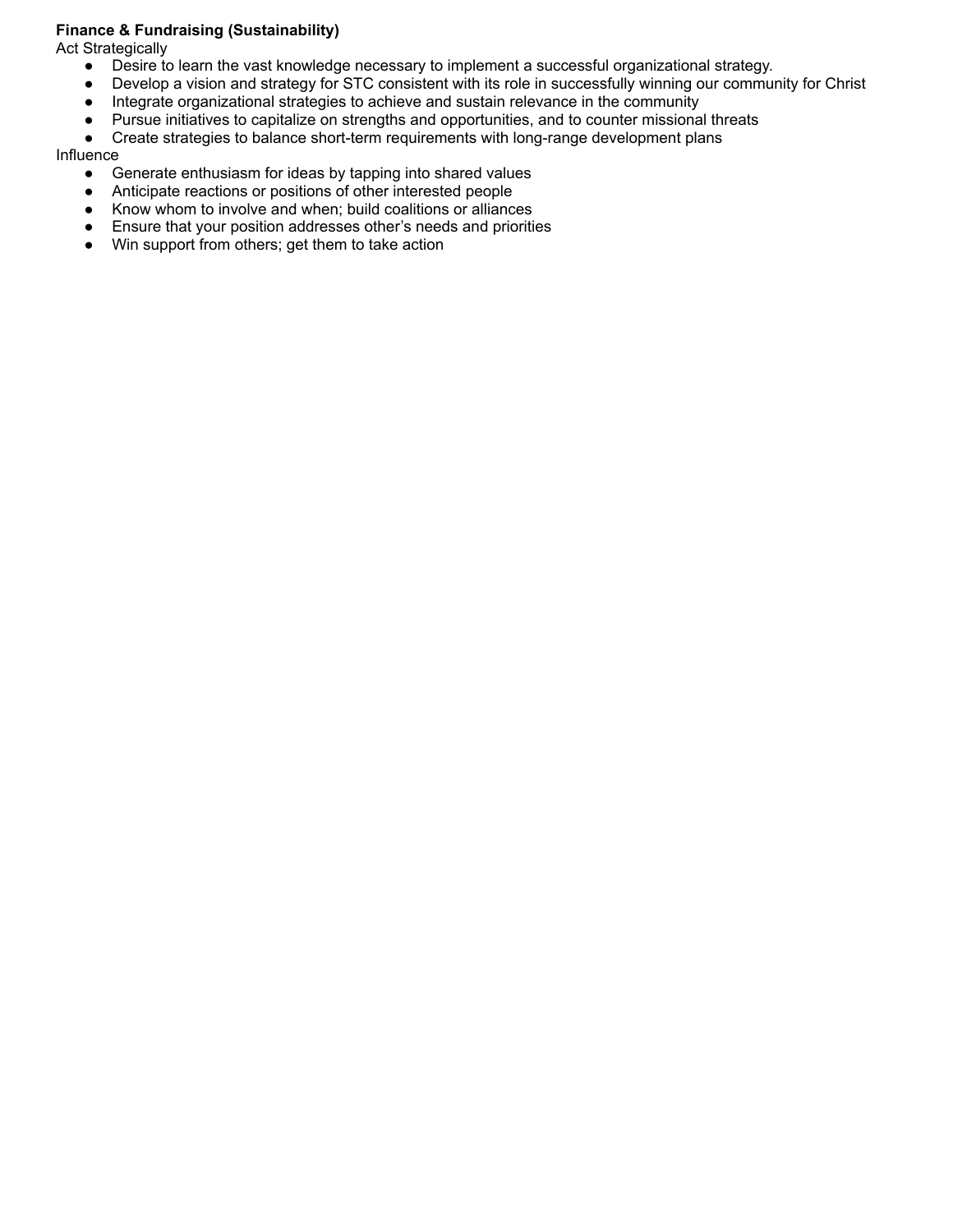**Finance & Fundraising (Sustainability)**

Act Strategically

- Desire to learn the vast knowledge necessary to implement a successful organizational strategy.
- Develop a vision and strategy for STC consistent with its role in successfully winning our community for Christ
- Integrate organizational strategies to achieve and sustain relevance in the community
- Pursue initiatives to capitalize on strengths and opportunities, and to counter missional threats
- Create strategies to balance short-term requirements with long-range development plans

Influence

- Generate enthusiasm for ideas by tapping into shared values
- Anticipate reactions or positions of other interested people
- Know whom to involve and when; build coalitions or alliances
- Ensure that your position addresses other's needs and priorities
- Win support from others; get them to take action